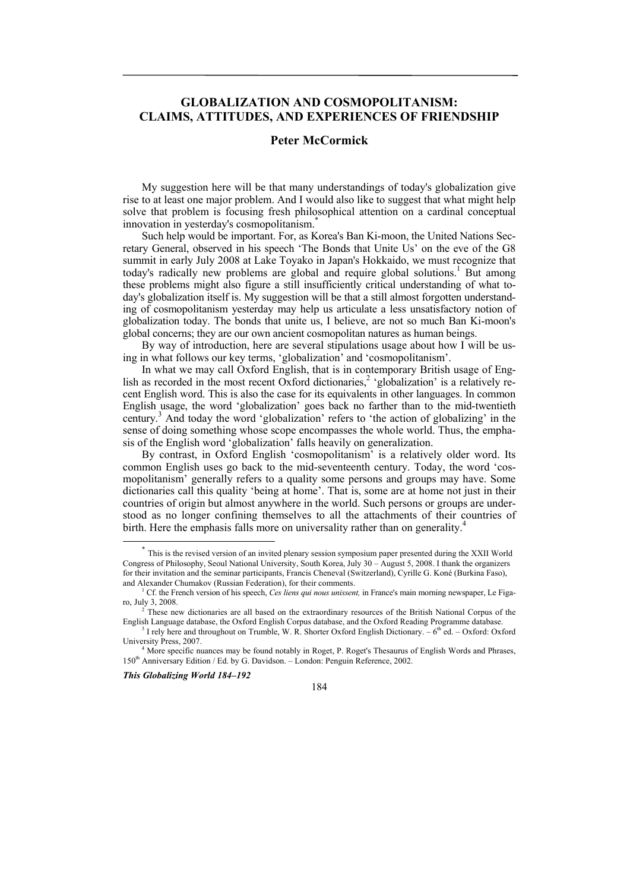# GLOBALIZATION AND COSMOPOLITANISM: CLAIMS, ATTITUDES, AND EXPERIENCES OF FRIENDSHIP

## Peter McCormick

My suggestion here will be that many understandings of today's globalization give rise to at least one major problem. And I would also like to suggest that what might help solve that problem is focusing fresh philosophical attention on a cardinal conceptual innovation in yesterday's cosmopolitanism.[*]

Such help would be important. For, as Korea's Ban Ki-moon, the United Nations Secretary General, observed in his speech 'The Bonds that Unite Us' on the eve of the G8 summit in early July 2008 at Lake Toyako in Japan's Hokkaido, we must recognize that today's radically new problems are global and require global solutions.[1] But among these problems might also figure a still insufficiently critical understanding of what today's globalization itself is. My suggestion will be that a still almost forgotten understanding of cosmopolitanism yesterday may help us articulate a less unsatisfactory notion of globalization today. The bonds that unite us, I believe, are not so much Ban Ki-moon's global concerns; they are our own ancient cosmopolitan natures as human beings.

By way of introduction, here are several stipulations usage about how I will be using in what follows our key terms, 'globalization' and 'cosmopolitanism'.

In what we may call Oxford English, that is in contemporary British usage of English as recorded in the most recent Oxford dictionaries,[2] 'globalization' is a relatively recent English word. This is also the case for its equivalents in other languages. In common English usage, the word 'globalization' goes back no farther than to the mid-twentieth century.[3] And today the word 'globalization' refers to 'the action of globalizing' in the sense of doing something whose scope encompasses the whole world. Thus, the emphasis of the English word 'globalization' falls heavily on generalization.

By contrast, in Oxford English 'cosmopolitanism' is a relatively older word. Its common English uses go back to the mid-seventeenth century. Today, the word 'cosmopolitanism' generally refers to a quality some persons and groups may have. Some dictionaries call this quality 'being at home'. That is, some are at home not just in their countries of origin but almost anywhere in the world. Such persons or groups are understood as no longer confining themselves to all the attachments of their countries of birth. Here the emphasis falls more on universality rather than on generality.[4]

---

[*] This is the revised version of an invited plenary session symposium paper presented during the XXII World Congress of Philosophy, Seoul National University, South Korea, July 30 – August 5, 2008. I thank the organizers for their invitation and the seminar participants, Francis Cheneval (Switzerland), Cyrille G. Koné (Burkina Faso), and Alexander Chumakov (Russian Federation), for their comments.

[1] Cf. the French version of his speech, *Ces liens qui nous unissent,* in France's main morning newspaper, Le Figaro, July 3, 2008.

[2] These new dictionaries are all based on the extraordinary resources of the British National Corpus of the English Language database, the Oxford English Corpus database, and the Oxford Reading Programme database.

[3] I rely here and throughout on Trumble, W. R. Shorter Oxford English Dictionary. – 6th ed. – Oxford: Oxford University Press, 2007.

[4] More specific nuances may be found notably in Roget, P. Roget's Thesaurus of English Words and Phrases, 150th Anniversary Edition / Ed. by G. Davidson. – London: Penguin Reference, 2002.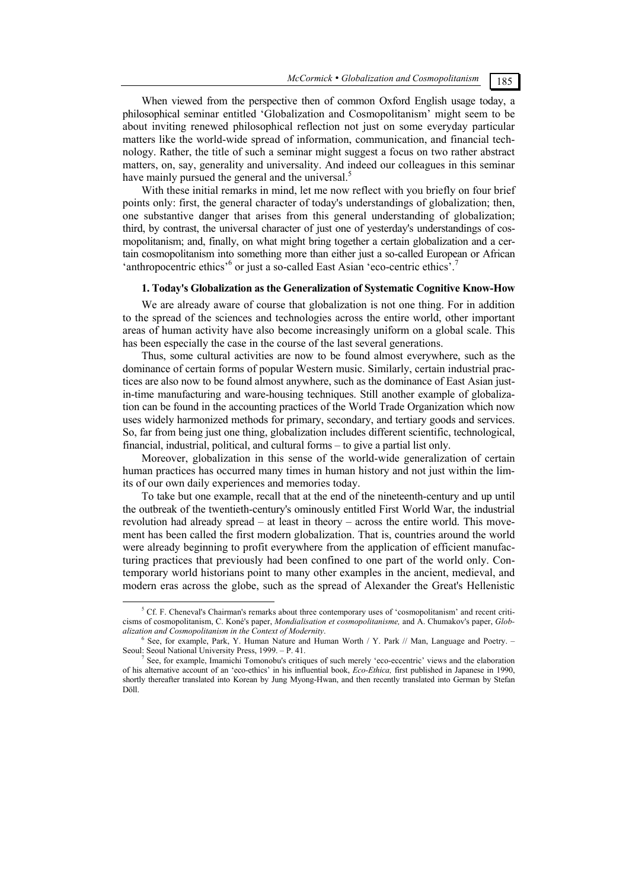When viewed from the perspective then of common Oxford English usage today, a philosophical seminar entitled 'Globalization and Cosmopolitanism' might seem to be about inviting renewed philosophical reflection not just on some everyday particular matters like the world-wide spread of information, communication, and financial technology. Rather, the title of such a seminar might suggest a focus on two rather abstract matters, on, say, generality and universality. And indeed our colleagues in this seminar have mainly pursued the general and the universal.[5]

With these initial remarks in mind, let me now reflect with you briefly on four brief points only: first, the general character of today's understandings of globalization; then, one substantive danger that arises from this general understanding of globalization; third, by contrast, the universal character of just one of yesterday's understandings of cosmopolitanism; and, finally, on what might bring together a certain globalization and a certain cosmopolitanism into something more than either just a so-called European or African 'anthropocentric ethics'[6] or just a so-called East Asian 'eco-centric ethics'.[7]

### 1. Today's Globalization as the Generalization of Systematic Cognitive Know-How

We are already aware of course that globalization is not one thing. For in addition to the spread of the sciences and technologies across the entire world, other important areas of human activity have also become increasingly uniform on a global scale. This has been especially the case in the course of the last several generations.

Thus, some cultural activities are now to be found almost everywhere, such as the dominance of certain forms of popular Western music. Similarly, certain industrial practices are also now to be found almost anywhere, such as the dominance of East Asian just-in-time manufacturing and ware-housing techniques. Still another example of globalization can be found in the accounting practices of the World Trade Organization which now uses widely harmonized methods for primary, secondary, and tertiary goods and services. So, far from being just one thing, globalization includes different scientific, technological, financial, industrial, political, and cultural forms – to give a partial list only.

Moreover, globalization in this sense of the world-wide generalization of certain human practices has occurred many times in human history and not just within the limits of our own daily experiences and memories today.

To take but one example, recall that at the end of the nineteenth-century and up until the outbreak of the twentieth-century's ominously entitled First World War, the industrial revolution had already spread – at least in theory – across the entire world. This movement has been called the first modern globalization. That is, countries around the world were already beginning to profit everywhere from the application of efficient manufacturing practices that previously had been confined to one part of the world only. Contemporary world historians point to many other examples in the ancient, medieval, and modern eras across the globe, such as the spread of Alexander the Great's Hellenistic

---

[5] Cf. F. Cheneval's Chairman's remarks about three contemporary uses of 'cosmopolitanism' and recent criticisms of cosmopolitanism, C. Koné's paper, *Mondialisation et cosmopolitanisme,* and A. Chumakov's paper, *Globalization and Cosmopolitanism in the Context of Modernity*.

[6] See, for example, Park, Y. Human Nature and Human Worth / Y. Park // Man, Language and Poetry. – Seoul: Seoul National University Press, 1999. – P. 41.

[7] See, for example, Imamichi Tomonobu's critiques of such merely 'eco-eccentric' views and the elaboration of his alternative account of an 'eco-ethics' in his influential book, *Eco-Ethica,* first published in Japanese in 1990, shortly thereafter translated into Korean by Jung Myong-Hwan, and then recently translated into German by Stefan Döll.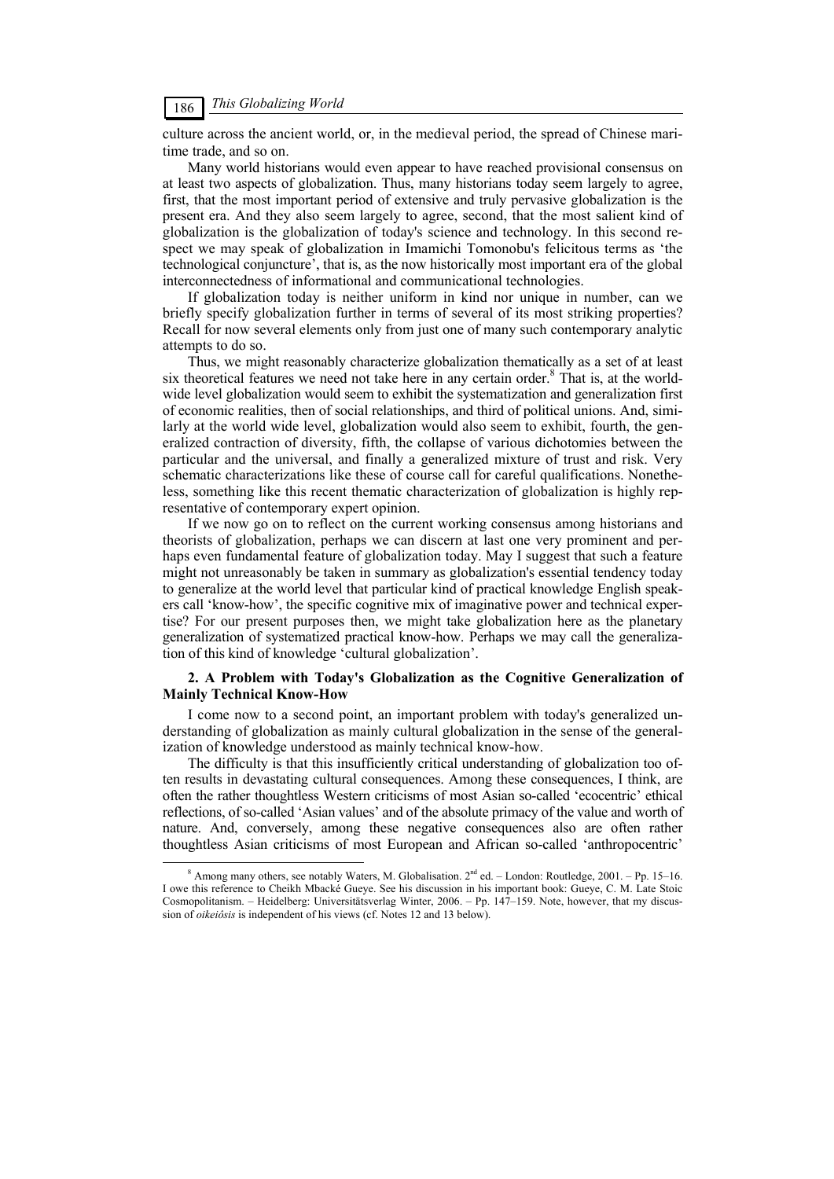culture across the ancient world, or, in the medieval period, the spread of Chinese maritime trade, and so on.

Many world historians would even appear to have reached provisional consensus on at least two aspects of globalization. Thus, many historians today seem largely to agree, first, that the most important period of extensive and truly pervasive globalization is the present era. And they also seem largely to agree, second, that the most salient kind of globalization is the globalization of today's science and technology. In this second respect we may speak of globalization in Imamichi Tomonobu's felicitous terms as 'the technological conjuncture', that is, as the now historically most important era of the global interconnectedness of informational and communicational technologies.

If globalization today is neither uniform in kind nor unique in number, can we briefly specify globalization further in terms of several of its most striking properties? Recall for now several elements only from just one of many such contemporary analytic attempts to do so.

Thus, we might reasonably characterize globalization thematically as a set of at least six theoretical features we need not take here in any certain order.[8] That is, at the worldwide level globalization would seem to exhibit the systematization and generalization first of economic realities, then of social relationships, and third of political unions. And, similarly at the world wide level, globalization would also seem to exhibit, fourth, the generalized contraction of diversity, fifth, the collapse of various dichotomies between the particular and the universal, and finally a generalized mixture of trust and risk. Very schematic characterizations like these of course call for careful qualifications. Nonetheless, something like this recent thematic characterization of globalization is highly representative of contemporary expert opinion.

If we now go on to reflect on the current working consensus among historians and theorists of globalization, perhaps we can discern at last one very prominent and perhaps even fundamental feature of globalization today. May I suggest that such a feature might not unreasonably be taken in summary as globalization's essential tendency today to generalize at the world level that particular kind of practical knowledge English speakers call 'know-how', the specific cognitive mix of imaginative power and technical expertise? For our present purposes then, we might take globalization here as the planetary generalization of systematized practical know-how. Perhaps we may call the generalization of this kind of knowledge 'cultural globalization'.

### 2. A Problem with Today's Globalization as the Cognitive Generalization of Mainly Technical Know-How

I come now to a second point, an important problem with today's generalized understanding of globalization as mainly cultural globalization in the sense of the generalization of knowledge understood as mainly technical know-how.

The difficulty is that this insufficiently critical understanding of globalization too often results in devastating cultural consequences. Among these consequences, I think, are often the rather thoughtless Western criticisms of most Asian so-called 'ecocentric' ethical reflections, of so-called 'Asian values' and of the absolute primacy of the value and worth of nature. And, conversely, among these negative consequences also are often rather thoughtless Asian criticisms of most European and African so-called 'anthropocentric'

---

[8] Among many others, see notably Waters, M. Globalisation. 2nd ed. – London: Routledge, 2001. – Pp. 15–16. I owe this reference to Cheikh Mbacké Gueye. See his discussion in his important book: Gueye, C. M. Late Stoic Cosmopolitanism. – Heidelberg: Universitätsverlag Winter, 2006. – Pp. 147–159. Note, however, that my discussion of *oikeiôsis* is independent of his views (cf. Notes 12 and 13 below).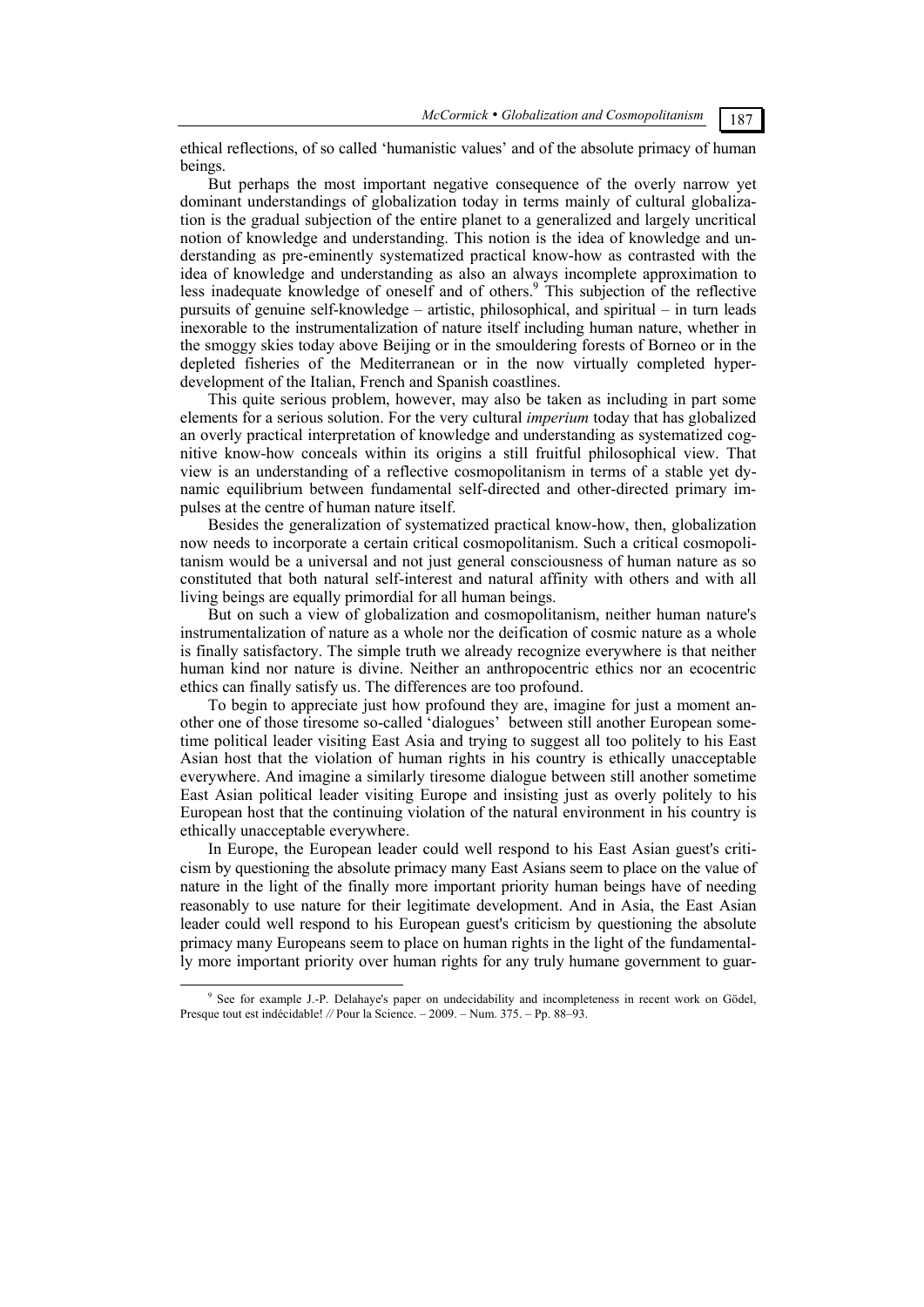ethical reflections, of so called 'humanistic values' and of the absolute primacy of human beings.

But perhaps the most important negative consequence of the overly narrow yet dominant understandings of globalization today in terms mainly of cultural globalization is the gradual subjection of the entire planet to a generalized and largely uncritical notion of knowledge and understanding. This notion is the idea of knowledge and understanding as pre-eminently systematized practical know-how as contrasted with the idea of knowledge and understanding as also an always incomplete approximation to less inadequate knowledge of oneself and of others.[9] This subjection of the reflective pursuits of genuine self-knowledge – artistic, philosophical, and spiritual – in turn leads inexorable to the instrumentalization of nature itself including human nature, whether in the smoggy skies today above Beijing or in the smouldering forests of Borneo or in the depleted fisheries of the Mediterranean or in the now virtually completed hyper-development of the Italian, French and Spanish coastlines.

This quite serious problem, however, may also be taken as including in part some elements for a serious solution. For the very cultural *imperium* today that has globalized an overly practical interpretation of knowledge and understanding as systematized cognitive know-how conceals within its origins a still fruitful philosophical view. That view is an understanding of a reflective cosmopolitanism in terms of a stable yet dynamic equilibrium between fundamental self-directed and other-directed primary impulses at the centre of human nature itself.

Besides the generalization of systematized practical know-how, then, globalization now needs to incorporate a certain critical cosmopolitanism. Such a critical cosmopolitanism would be a universal and not just general consciousness of human nature as so constituted that both natural self-interest and natural affinity with others and with all living beings are equally primordial for all human beings.

But on such a view of globalization and cosmopolitanism, neither human nature's instrumentalization of nature as a whole nor the deification of cosmic nature as a whole is finally satisfactory. The simple truth we already recognize everywhere is that neither human kind nor nature is divine. Neither an anthropocentric ethics nor an ecocentric ethics can finally satisfy us. The differences are too profound.

To begin to appreciate just how profound they are, imagine for just a moment another one of those tiresome so-called 'dialogues' between still another European sometime political leader visiting East Asia and trying to suggest all too politely to his East Asian host that the violation of human rights in his country is ethically unacceptable everywhere. And imagine a similarly tiresome dialogue between still another sometime East Asian political leader visiting Europe and insisting just as overly politely to his European host that the continuing violation of the natural environment in his country is ethically unacceptable everywhere.

In Europe, the European leader could well respond to his East Asian guest's criticism by questioning the absolute primacy many East Asians seem to place on the value of nature in the light of the finally more important priority human beings have of needing reasonably to use nature for their legitimate development. And in Asia, the East Asian leader could well respond to his European guest's criticism by questioning the absolute primacy many Europeans seem to place on human rights in the light of the fundamentally more important priority over human rights for any truly humane government to guar-

[9] See for example J.-P. Delahaye's paper on undecidability and incompleteness in recent work on Gödel, Presque tout est indécidable! // Pour la Science. – 2009. – Num. 375. – Pp. 88–93.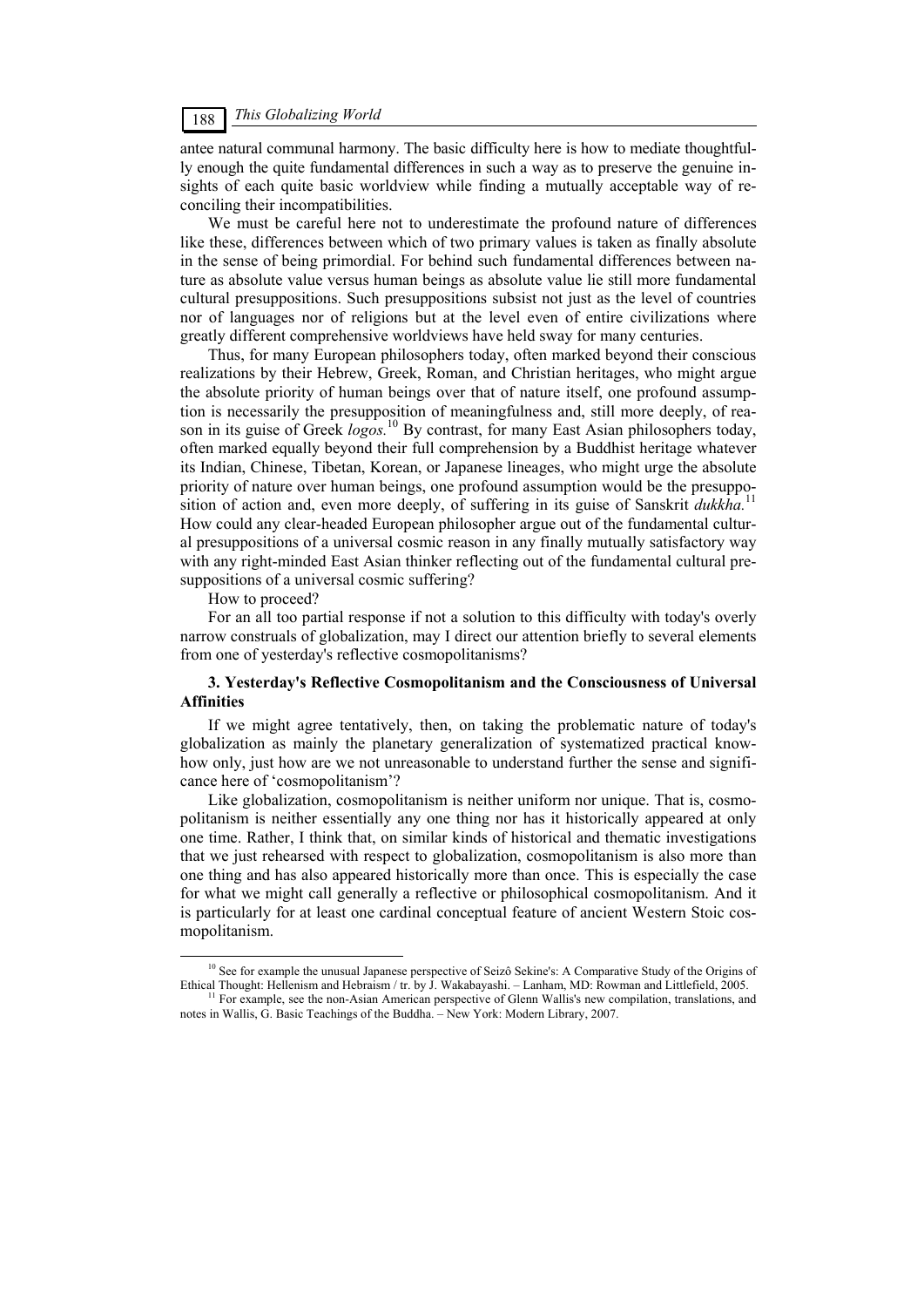antee natural communal harmony. The basic difficulty here is how to mediate thoughtfully enough the quite fundamental differences in such a way as to preserve the genuine insights of each quite basic worldview while finding a mutually acceptable way of reconciling their incompatibilities.

We must be careful here not to underestimate the profound nature of differences like these, differences between which of two primary values is taken as finally absolute in the sense of being primordial. For behind such fundamental differences between nature as absolute value versus human beings as absolute value lie still more fundamental cultural presuppositions. Such presuppositions subsist not just as the level of countries nor of languages nor of religions but at the level even of entire civilizations where greatly different comprehensive worldviews have held sway for many centuries.

Thus, for many European philosophers today, often marked beyond their conscious realizations by their Hebrew, Greek, Roman, and Christian heritages, who might argue the absolute priority of human beings over that of nature itself, one profound assumption is necessarily the presupposition of meaningfulness and, still more deeply, of reason in its guise of Greek *logos.*[10] By contrast, for many East Asian philosophers today, often marked equally beyond their full comprehension by a Buddhist heritage whatever its Indian, Chinese, Tibetan, Korean, or Japanese lineages, who might urge the absolute priority of nature over human beings, one profound assumption would be the presupposition of action and, even more deeply, of suffering in its guise of Sanskrit *dukkha.*[11] How could any clear-headed European philosopher argue out of the fundamental cultural presuppositions of a universal cosmic reason in any finally mutually satisfactory way with any right-minded East Asian thinker reflecting out of the fundamental cultural presuppositions of a universal cosmic suffering?

How to proceed?

For an all too partial response if not a solution to this difficulty with today's overly narrow construals of globalization, may I direct our attention briefly to several elements from one of yesterday's reflective cosmopolitanisms?

### 3. Yesterday's Reflective Cosmopolitanism and the Consciousness of Universal Affinities

If we might agree tentatively, then, on taking the problematic nature of today's globalization as mainly the planetary generalization of systematized practical know-how only, just how are we not unreasonable to understand further the sense and significance here of 'cosmopolitanism'?

Like globalization, cosmopolitanism is neither uniform nor unique. That is, cosmopolitanism is neither essentially any one thing nor has it historically appeared at only one time. Rather, I think that, on similar kinds of historical and thematic investigations that we just rehearsed with respect to globalization, cosmopolitanism is also more than one thing and has also appeared historically more than once. This is especially the case for what we might call generally a reflective or philosophical cosmopolitanism. And it is particularly for at least one cardinal conceptual feature of ancient Western Stoic cosmopolitanism.

---

[10] See for example the unusual Japanese perspective of Seizô Sekine's: A Comparative Study of the Origins of Ethical Thought: Hellenism and Hebraism / tr. by J. Wakabayashi. – Lanham, MD: Rowman and Littlefield, 2005.

[11] For example, see the non-Asian American perspective of Glenn Wallis's new compilation, translations, and notes in Wallis, G. Basic Teachings of the Buddha. – New York: Modern Library, 2007.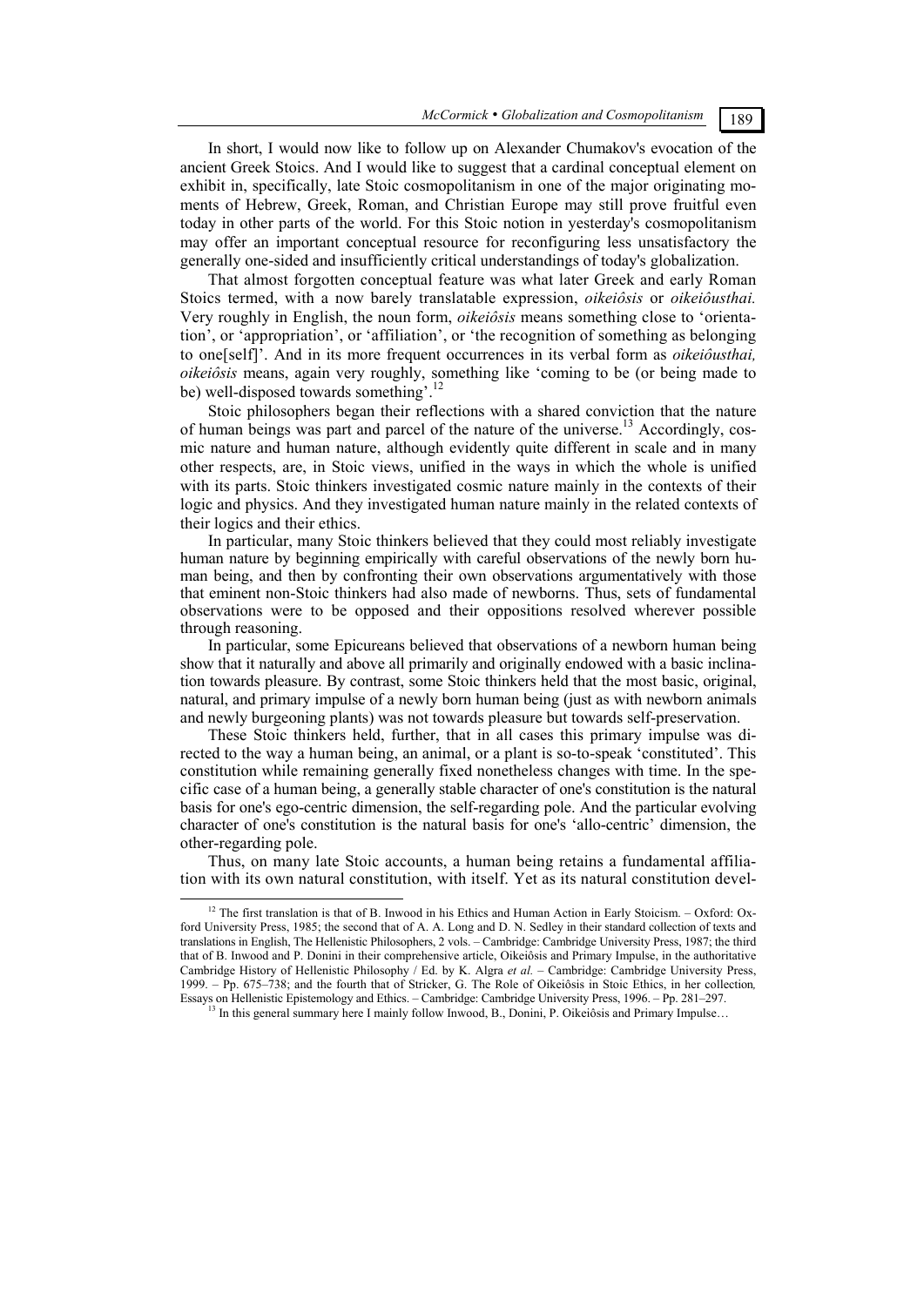In short, I would now like to follow up on Alexander Chumakov's evocation of the ancient Greek Stoics. And I would like to suggest that a cardinal conceptual element on exhibit in, specifically, late Stoic cosmopolitanism in one of the major originating moments of Hebrew, Greek, Roman, and Christian Europe may still prove fruitful even today in other parts of the world. For this Stoic notion in yesterday's cosmopolitanism may offer an important conceptual resource for reconfiguring less unsatisfactory the generally one-sided and insufficiently critical understandings of today's globalization.

That almost forgotten conceptual feature was what later Greek and early Roman Stoics termed, with a now barely translatable expression, *oikeiôsis* or *oikeiôusthai.* Very roughly in English, the noun form, *oikeiôsis* means something close to 'orientation', or 'appropriation', or 'affiliation', or 'the recognition of something as belonging to one[self]'. And in its more frequent occurrences in its verbal form as *oikeiôusthai, oikeiôsis* means, again very roughly, something like 'coming to be (or being made to be) well-disposed towards something'.[12]

Stoic philosophers began their reflections with a shared conviction that the nature of human beings was part and parcel of the nature of the universe.[13] Accordingly, cosmic nature and human nature, although evidently quite different in scale and in many other respects, are, in Stoic views, unified in the ways in which the whole is unified with its parts. Stoic thinkers investigated cosmic nature mainly in the contexts of their logic and physics. And they investigated human nature mainly in the related contexts of their logics and their ethics.

In particular, many Stoic thinkers believed that they could most reliably investigate human nature by beginning empirically with careful observations of the newly born human being, and then by confronting their own observations argumentatively with those that eminent non-Stoic thinkers had also made of newborns. Thus, sets of fundamental observations were to be opposed and their oppositions resolved wherever possible through reasoning.

In particular, some Epicureans believed that observations of a newborn human being show that it naturally and above all primarily and originally endowed with a basic inclination towards pleasure. By contrast, some Stoic thinkers held that the most basic, original, natural, and primary impulse of a newly born human being (just as with newborn animals and newly burgeoning plants) was not towards pleasure but towards self-preservation.

These Stoic thinkers held, further, that in all cases this primary impulse was directed to the way a human being, an animal, or a plant is so-to-speak 'constituted'. This constitution while remaining generally fixed nonetheless changes with time. In the specific case of a human being, a generally stable character of one's constitution is the natural basis for one's ego-centric dimension, the self-regarding pole. And the particular evolving character of one's constitution is the natural basis for one's 'allo-centric' dimension, the other-regarding pole.

Thus, on many late Stoic accounts, a human being retains a fundamental affiliation with its own natural constitution, with itself. Yet as its natural constitution devel-

---

[12] The first translation is that of B. Inwood in his Ethics and Human Action in Early Stoicism. – Oxford: Oxford University Press, 1985; the second that of A. A. Long and D. N. Sedley in their standard collection of texts and translations in English, The Hellenistic Philosophers, 2 vols. – Cambridge: Cambridge University Press, 1987; the third that of B. Inwood and P. Donini in their comprehensive article, Oikeiôsis and Primary Impulse, in the authoritative Cambridge History of Hellenistic Philosophy / Ed. by K. Algra *et al.* – Cambridge: Cambridge University Press, 1999. – Pp. 675–738; and the fourth that of Stricker, G. The Role of Oikeiôsis in Stoic Ethics, in her collection*,* Essays on Hellenistic Epistemology and Ethics. – Cambridge: Cambridge University Press, 1996. – Pp. 281–297.

[13] In this general summary here I mainly follow Inwood, B., Donini, P. Oikeiôsis and Primary Impulse…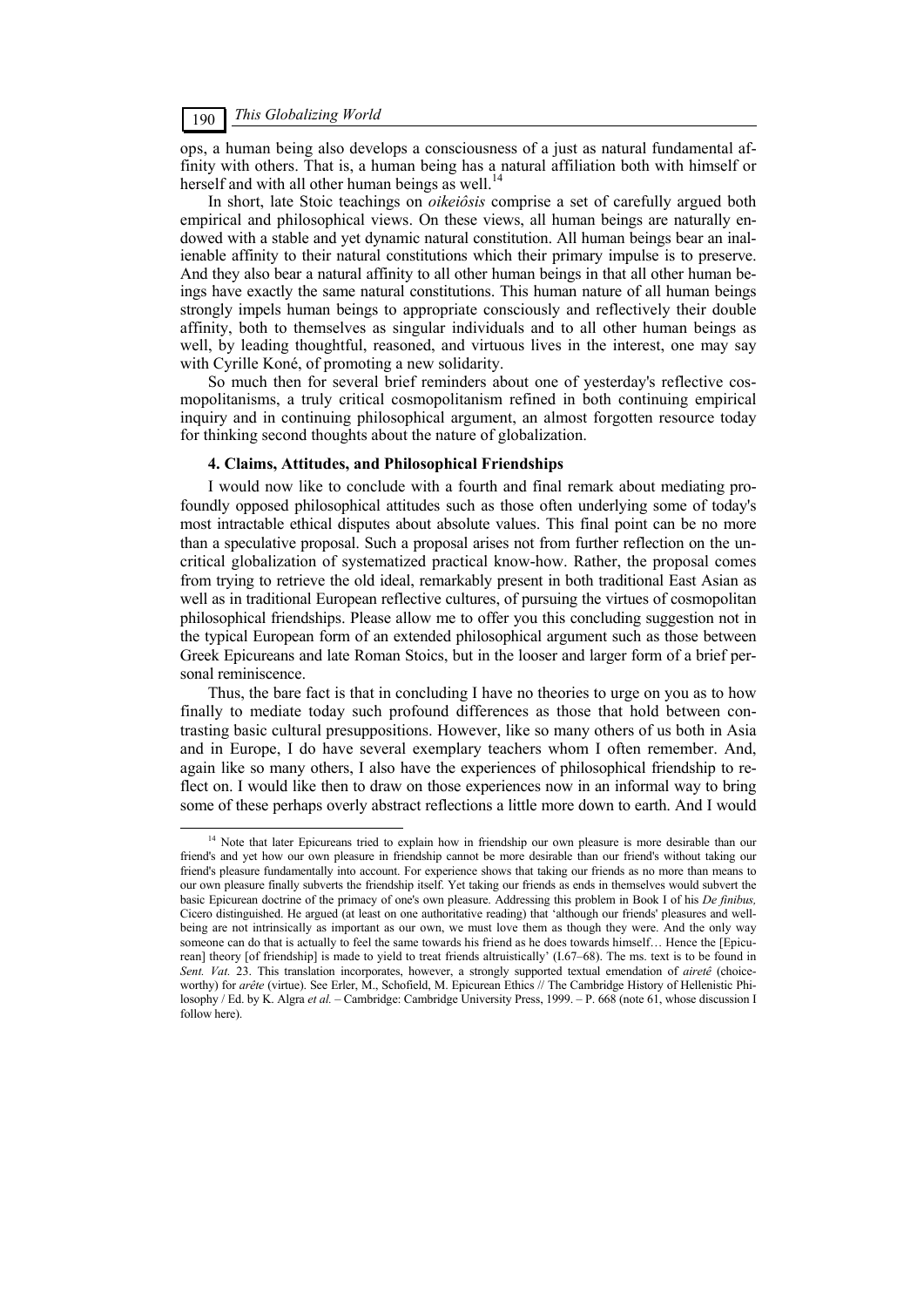ops, a human being also develops a consciousness of a just as natural fundamental affinity with others. That is, a human being has a natural affiliation both with himself or herself and with all other human beings as well.[14]

In short, late Stoic teachings on *oikeiôsis* comprise a set of carefully argued both empirical and philosophical views. On these views, all human beings are naturally endowed with a stable and yet dynamic natural constitution. All human beings bear an inalienable affinity to their natural constitutions which their primary impulse is to preserve. And they also bear a natural affinity to all other human beings in that all other human beings have exactly the same natural constitutions. This human nature of all human beings strongly impels human beings to appropriate consciously and reflectively their double affinity, both to themselves as singular individuals and to all other human beings as well, by leading thoughtful, reasoned, and virtuous lives in the interest, one may say with Cyrille Koné, of promoting a new solidarity.

So much then for several brief reminders about one of yesterday's reflective cosmopolitanisms, a truly critical cosmopolitanism refined in both continuing empirical inquiry and in continuing philosophical argument, an almost forgotten resource today for thinking second thoughts about the nature of globalization.

#### 4. Claims, Attitudes, and Philosophical Friendships

I would now like to conclude with a fourth and final remark about mediating profoundly opposed philosophical attitudes such as those often underlying some of today's most intractable ethical disputes about absolute values. This final point can be no more than a speculative proposal. Such a proposal arises not from further reflection on the uncritical globalization of systematized practical know-how. Rather, the proposal comes from trying to retrieve the old ideal, remarkably present in both traditional East Asian as well as in traditional European reflective cultures, of pursuing the virtues of cosmopolitan philosophical friendships. Please allow me to offer you this concluding suggestion not in the typical European form of an extended philosophical argument such as those between Greek Epicureans and late Roman Stoics, but in the looser and larger form of a brief personal reminiscence.

Thus, the bare fact is that in concluding I have no theories to urge on you as to how finally to mediate today such profound differences as those that hold between contrasting basic cultural presuppositions. However, like so many others of us both in Asia and in Europe, I do have several exemplary teachers whom I often remember. And, again like so many others, I also have the experiences of philosophical friendship to reflect on. I would like then to draw on those experiences now in an informal way to bring some of these perhaps overly abstract reflections a little more down to earth. And I would

---

[14] Note that later Epicureans tried to explain how in friendship our own pleasure is more desirable than our friend's and yet how our own pleasure in friendship cannot be more desirable than our friend's without taking our friend's pleasure fundamentally into account. For experience shows that taking our friends as no more than means to our own pleasure finally subverts the friendship itself. Yet taking our friends as ends in themselves would subvert the basic Epicurean doctrine of the primacy of one's own pleasure. Addressing this problem in Book I of his *De finibus,* Cicero distinguished. He argued (at least on one authoritative reading) that 'although our friends' pleasures and well-being are not intrinsically as important as our own, we must love them as though they were. And the only way someone can do that is actually to feel the same towards his friend as he does towards himself… Hence the [Epicurean] theory [of friendship] is made to yield to treat friends altruistically' (I.67–68). The ms. text is to be found in *Sent. Vat.* 23. This translation incorporates, however, a strongly supported textual emendation of *airetê* (choice-worthy) for *arête* (virtue). See Erler, M., Schofield, M. Epicurean Ethics // The Cambridge History of Hellenistic Philosophy / Ed. by K. Algra *et al.* – Cambridge: Cambridge University Press, 1999. – P. 668 (note 61, whose discussion I follow here).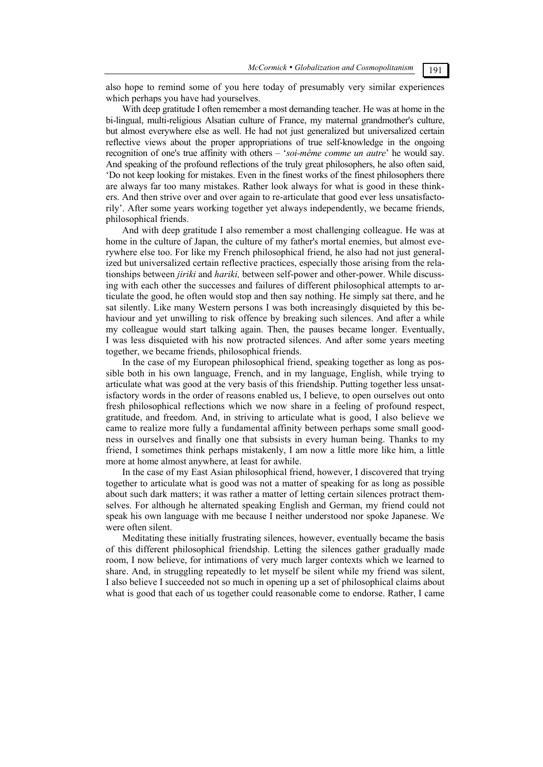also hope to remind some of you here today of presumably very similar experiences which perhaps you have had yourselves.

With deep gratitude I often remember a most demanding teacher. He was at home in the bi-lingual, multi-religious Alsatian culture of France, my maternal grandmother's culture, but almost everywhere else as well. He had not just generalized but universalized certain reflective views about the proper appropriations of true self-knowledge in the ongoing recognition of one's true affinity with others – '*soi-même comme un autre*' he would say. And speaking of the profound reflections of the truly great philosophers, he also often said, 'Do not keep looking for mistakes. Even in the finest works of the finest philosophers there are always far too many mistakes. Rather look always for what is good in these thinkers. And then strive over and over again to re-articulate that good ever less unsatisfactorily'. After some years working together yet always independently, we became friends, philosophical friends.

And with deep gratitude I also remember a most challenging colleague. He was at home in the culture of Japan, the culture of my father's mortal enemies, but almost everywhere else too. For like my French philosophical friend, he also had not just generalized but universalized certain reflective practices, especially those arising from the relationships between *jiriki* and *hariki,* between self-power and other-power. While discussing with each other the successes and failures of different philosophical attempts to articulate the good, he often would stop and then say nothing. He simply sat there, and he sat silently. Like many Western persons I was both increasingly disquieted by this behaviour and yet unwilling to risk offence by breaking such silences. And after a while my colleague would start talking again. Then, the pauses became longer. Eventually, I was less disquieted with his now protracted silences. And after some years meeting together, we became friends, philosophical friends.

In the case of my European philosophical friend, speaking together as long as possible both in his own language, French, and in my language, English, while trying to articulate what was good at the very basis of this friendship. Putting together less unsatisfactory words in the order of reasons enabled us, I believe, to open ourselves out onto fresh philosophical reflections which we now share in a feeling of profound respect, gratitude, and freedom. And, in striving to articulate what is good, I also believe we came to realize more fully a fundamental affinity between perhaps some small goodness in ourselves and finally one that subsists in every human being. Thanks to my friend, I sometimes think perhaps mistakenly, I am now a little more like him, a little more at home almost anywhere, at least for awhile.

In the case of my East Asian philosophical friend, however, I discovered that trying together to articulate what is good was not a matter of speaking for as long as possible about such dark matters; it was rather a matter of letting certain silences protract themselves. For although he alternated speaking English and German, my friend could not speak his own language with me because I neither understood nor spoke Japanese. We were often silent.

Meditating these initially frustrating silences, however, eventually became the basis of this different philosophical friendship. Letting the silences gather gradually made room, I now believe, for intimations of very much larger contexts which we learned to share. And, in struggling repeatedly to let myself be silent while my friend was silent, I also believe I succeeded not so much in opening up a set of philosophical claims about what is good that each of us together could reasonable come to endorse. Rather, I came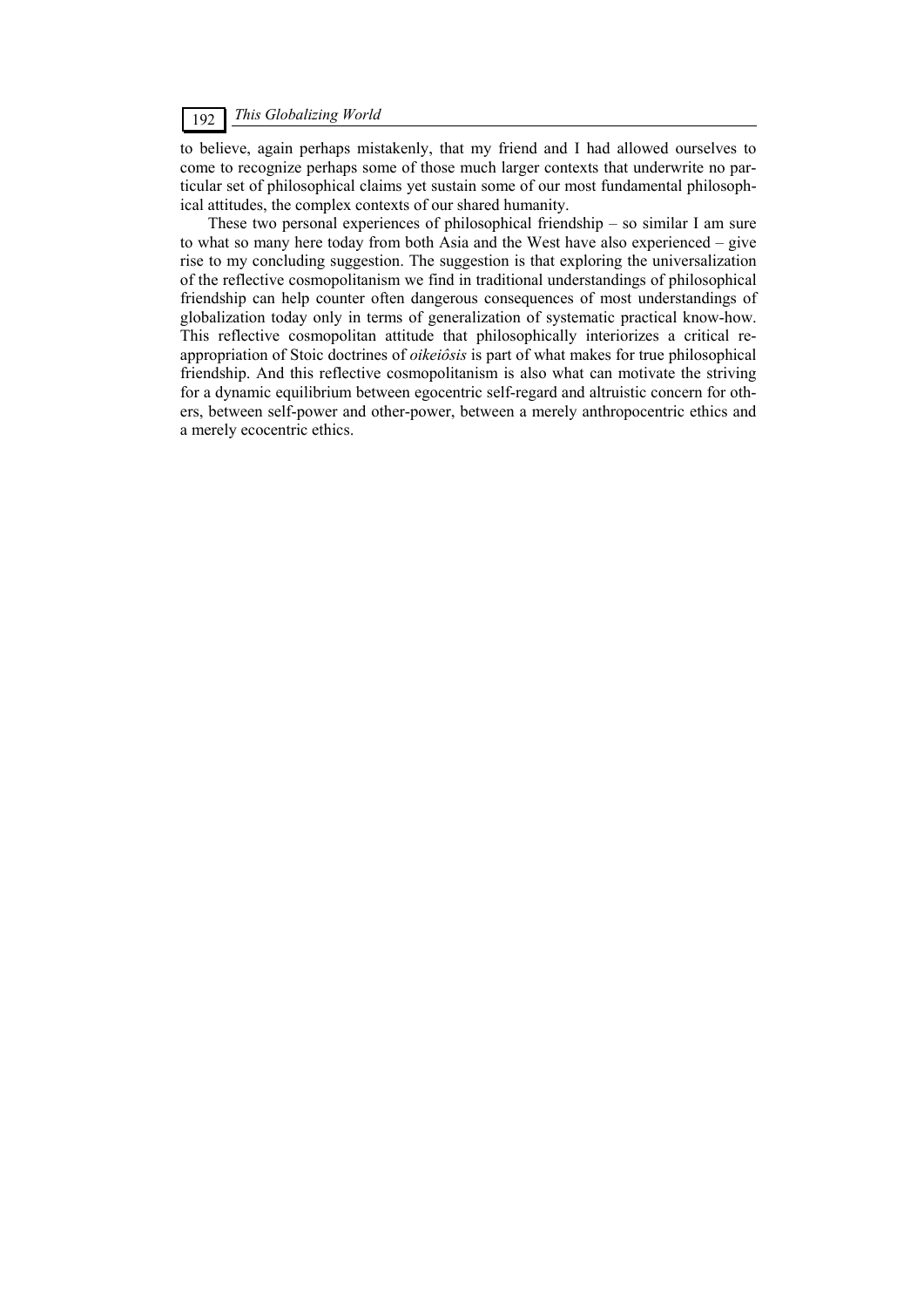to believe, again perhaps mistakenly, that my friend and I had allowed ourselves to come to recognize perhaps some of those much larger contexts that underwrite no particular set of philosophical claims yet sustain some of our most fundamental philosophical attitudes, the complex contexts of our shared humanity.

These two personal experiences of philosophical friendship – so similar I am sure to what so many here today from both Asia and the West have also experienced – give rise to my concluding suggestion. The suggestion is that exploring the universalization of the reflective cosmopolitanism we find in traditional understandings of philosophical friendship can help counter often dangerous consequences of most understandings of globalization today only in terms of generalization of systematic practical know-how. This reflective cosmopolitan attitude that philosophically interiorizes a critical reappropriation of Stoic doctrines of *oikeiôsis* is part of what makes for true philosophical friendship. And this reflective cosmopolitanism is also what can motivate the striving for a dynamic equilibrium between egocentric self-regard and altruistic concern for others, between self-power and other-power, between a merely anthropocentric ethics and a merely ecocentric ethics.